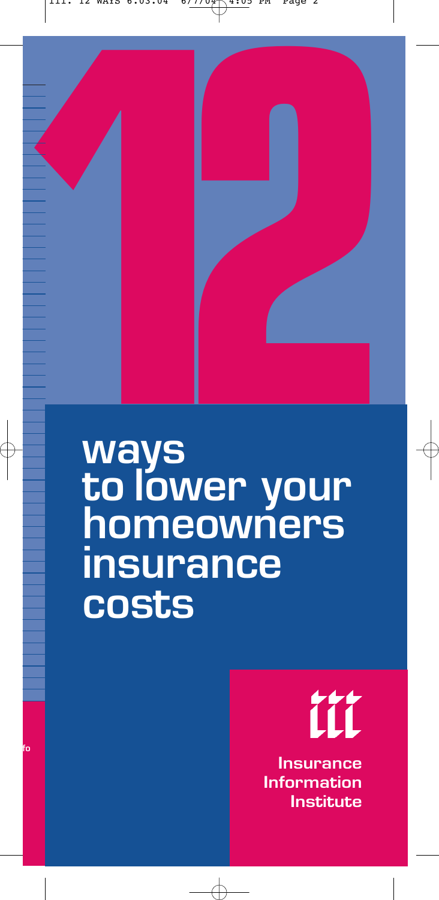# 12 ways to lower your homeowners insurance costs

Insurance Information Institute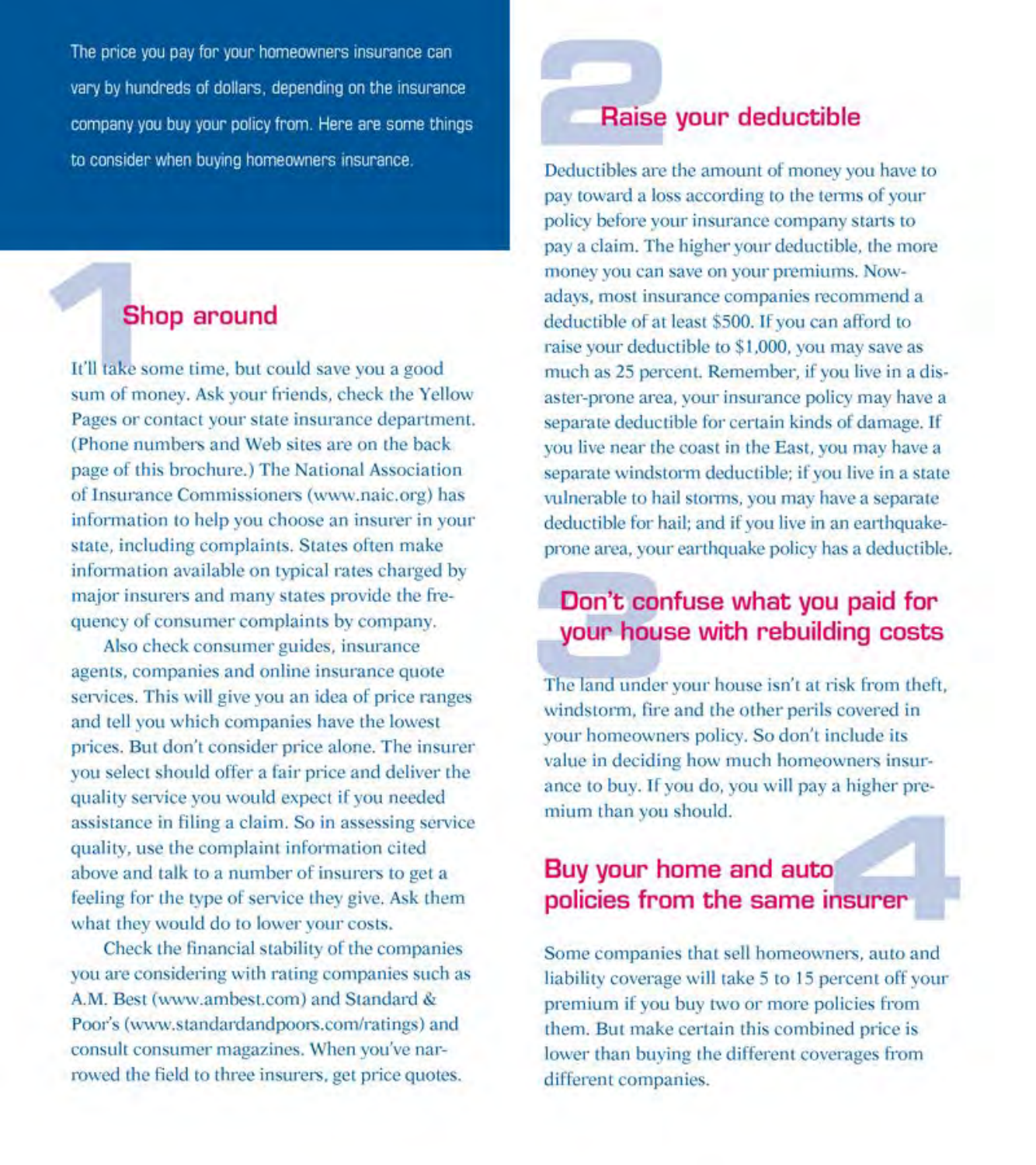The price you pay for your homeowners insurance can vary by hundreds of dollars, depending on the insurance company you buy your policy from. Here are some things to consider when buying homeowners insurance.

## 1 Shop around

It'll take some time, but could save you a good sum of money. Ask your friends, check the Yellow Pages or contact your state insurance department. (Phone numbers and Web sites are on the back page of this brochure.) The National Association of Insurance Commissioners (www.naic.org) has information to help you choose an insurer in your state, including complaints. States often make information available on typical rates charged by major insurers and many states provide the frequency of consumer complaints by company.

Also check consumer guides, insurance agents, companies and online insurance quote services. This will give you an idea of price ranges and tell you which companies have the lowest prices. But don't consider price alone. The insurer you select should offer a fair price and deliver the quality service you would expect if you needed assistance in filing a claim. So in assessing service quality, use the complaint information cited above and talk to a number of insurers to get a feeling for the type of service they give. Ask them what they would do to lower your costs.

Check the financial stability of the companies you are considering with rating companies such as A.M. Best (www.ambest.com) and Standard & Poor's (www.standardandpoors.com/ratings) and consult consumer magazines. When you've narrowed the field to three insurers, get price quotes.

## 2 Raise your deductible

Deductibles are the amount of money you have to pay toward a loss according to the terms of your policy before your insurance company starts to pay a claim. The higher your deductible, the more money you can save on your premiums. Nowadays, most insurance companies recommend a deductible of at least $500. If you can afford to raise your deductible to $1,000, you may save as much as 25 percent. Remember, if you live in a disaster-prone area, your insurance policy may have a separate deductible for certain kinds of damage. If you live near the coast in the East, you may have a separate windstorm deductible; if you live in a state vulnerable to hail storms, you may have a separate deductible for hail; and if you live in an earthquake-prone area, your earthquake policy has a deductible.

## 3 Don't confuse what you paid for your house with rebuilding costs

The land under your house isn't at risk from theft, windstorm, fire and the other perils covered in your homeowners policy. So don't include its value in deciding how much homeowners insurance to buy. If you do, you will pay a higher premium than you should.

## 4 Buy your home and auto policies from the same insurer

Some companies that sell homeowners, auto and liability coverage will take 5 to 15 percent off your premium if you buy two or more policies from them. But make certain this combined price is lower than buying the different coverages from different companies.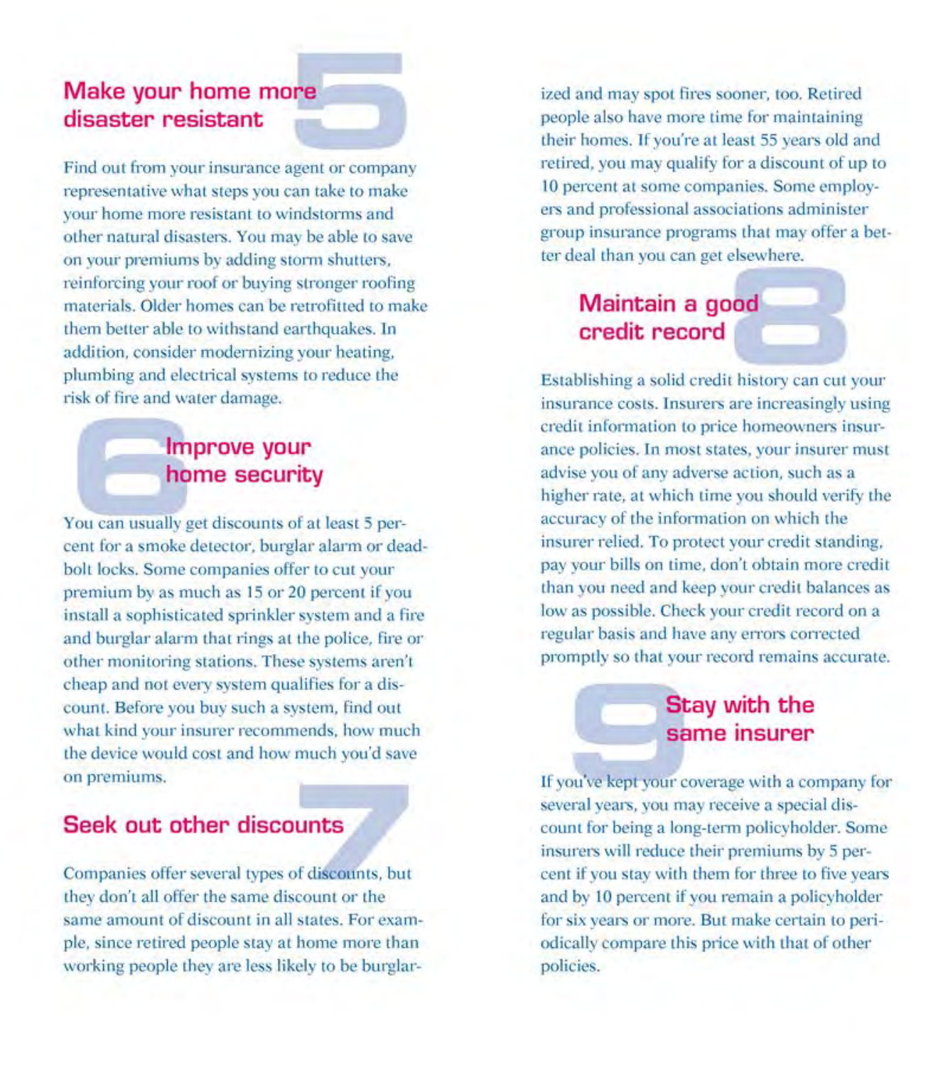## 5 Make your home more disaster resistant

Find out from your insurance agent or company representative what steps you can take to make your home more resistant to windstorms and other natural disasters. You may be able to save on your premiums by adding storm shutters, reinforcing your roof or buying stronger roofing materials. Older homes can be retrofitted to make them better able to withstand earthquakes. In addition, consider modernizing your heating, plumbing and electrical systems to reduce the risk of fire and water damage.

## 6 Improve your home security

You can usually get discounts of at least 5 percent for a smoke detector, burglar alarm or deadbolt locks. Some companies offer to cut your premium by as much as 15 or 20 percent if you install a sophisticated sprinkler system and a fire and burglar alarm that rings at the police, fire or other monitoring stations. These systems aren't cheap and not every system qualifies for a discount. Before you buy such a system, find out what kind your insurer recommends, how much the device would cost and how much you'd save on premiums.

## 7 Seek out other discounts

Companies offer several types of discounts, but they don't all offer the same discount or the same amount of discount in all states. For example, since retired people stay at home more than working people they are less likely to be burglarized and may spot fires sooner, too. Retired people also have more time for maintaining their homes. If you're at least 55 years old and retired, you may qualify for a discount of up to 10 percent at some companies. Some employers and professional associations administer group insurance programs that may offer a better deal than you can get elsewhere.

## 8 Maintain a good credit record

Establishing a solid credit history can cut your insurance costs. Insurers are increasingly using credit information to price homeowners insurance policies. In most states, your insurer must advise you of any adverse action, such as a higher rate, at which time you should verify the accuracy of the information on which the insurer relied. To protect your credit standing, pay your bills on time, don't obtain more credit than you need and keep your credit balances as low as possible. Check your credit record on a regular basis and have any errors corrected promptly so that your record remains accurate.

## 9 Stay with the same insurer

If you've kept your coverage with a company for several years, you may receive a special discount for being a long-term policyholder. Some insurers will reduce their premiums by 5 percent if you stay with them for three to five years and by 10 percent if you remain a policyholder for six years or more. But make certain to periodically compare this price with that of other policies.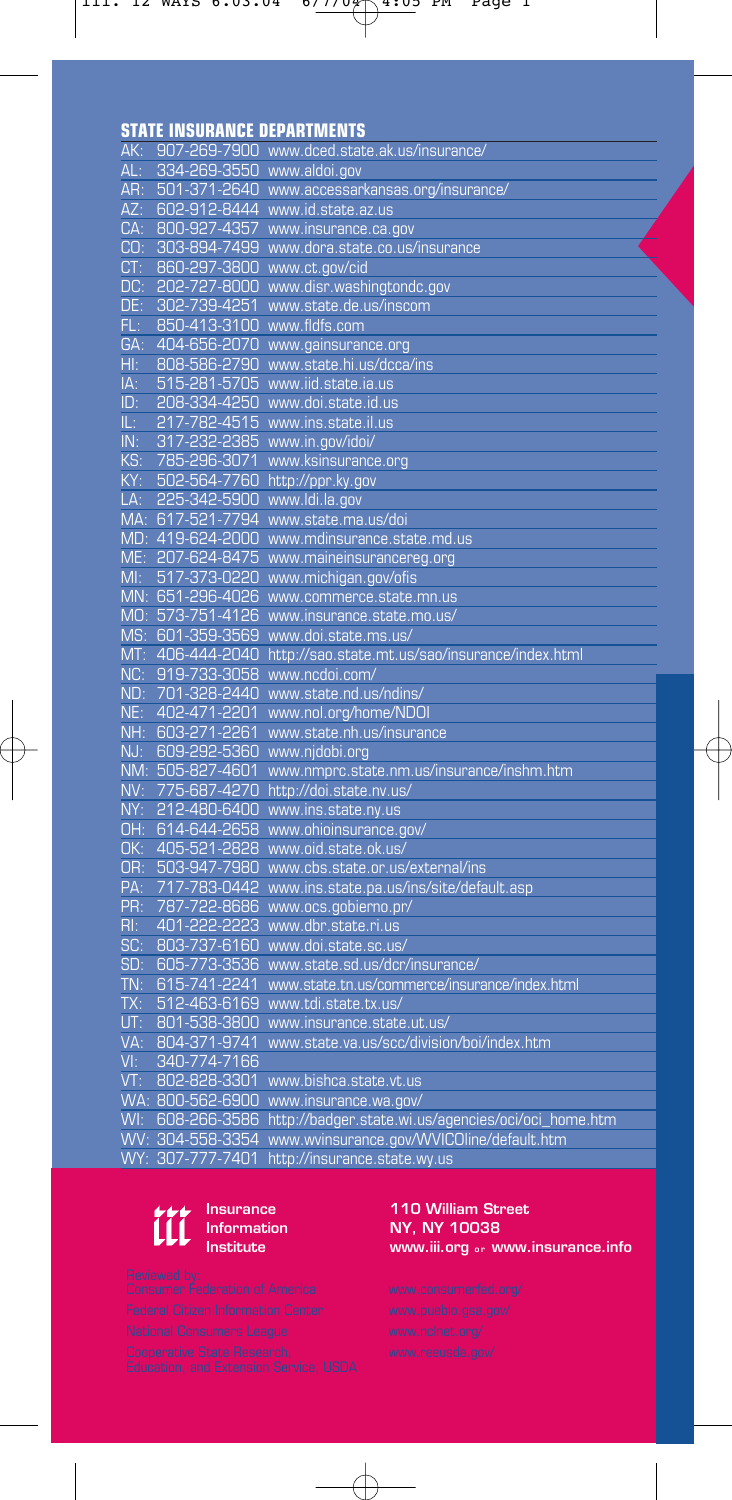## STATE INSURANCE DEPARTMENTS

| | | |
|---|---|---|
| AK: | 907-269-7900 | www.dced.state.ak.us/insurance/ |
| AL: | 334-269-3550 | www.aldoi.gov |
| AR: | 501-371-2640 | www.accessarkansas.org/insurance/ |
| AZ: | 602-912-8444 | www.id.state.az.us |
| CA: | 800-927-4357 | www.insurance.ca.gov |
| CO: | 303-894-7499 | www.dora.state.co.us/insurance |
| CT: | 860-297-3800 | www.ct.gov/cid |
| DC: | 202-727-8000 | www.disr.washingtondc.gov |
| DE: | 302-739-4251 | www.state.de.us/inscom |
| FL: | 850-413-3100 | www.fldfs.com |
| GA: | 404-656-2070 | www.gainsurance.org |
| HI: | 808-586-2790 | www.state.hi.us/dcca/ins |
| IA: | 515-281-5705 | www.iid.state.ia.us |
| ID: | 208-334-4250 | www.doi.state.id.us |
| IL: | 217-782-4515 | www.ins.state.il.us |
| IN: | 317-232-2385 | www.in.gov/idoi/ |
| KS: | 785-296-3071 | www.ksinsurance.org |
| KY: | 502-564-7760 | http://ppr.ky.gov |
| LA: | 225-342-5900 | www.ldi.la.gov |
| MA: | 617-521-7794 | www.state.ma.us/doi |
| MD: | 419-624-2000 | www.mdinsurance.state.md.us |
| ME: | 207-624-8475 | www.maineinsurancereg.org |
| MI: | 517-373-0220 | www.michigan.gov/ofis |
| MN: | 651-296-4026 | www.commerce.state.mn.us |
| MO: | 573-751-4126 | www.insurance.state.mo.us/ |
| MS: | 601-359-3569 | www.doi.state.ms.us/ |
| MT: | 406-444-2040 | http://sao.state.mt.us/sao/insurance/index.html |
| NC: | 919-733-3058 | www.ncdoi.com/ |
| ND: | 701-328-2440 | www.state.nd.us/ndins/ |
| NE: | 402-471-2201 | www.nol.org/home/NDOI |
| NH: | 603-271-2261 | www.state.nh.us/insurance |
| NJ: | 609-292-5360 | www.njdobi.org |
| NM: | 505-827-4601 | www.nmprc.state.nm.us/insurance/inshm.htm |
| NV: | 775-687-4270 | http://doi.state.nv.us/ |
| NY: | 212-480-6400 | www.ins.state.ny.us |
| OH: | 614-644-2658 | www.ohioinsurance.gov/ |
| OK: | 405-521-2828 | www.oid.state.ok.us/ |
| OR: | 503-947-7980 | www.cbs.state.or.us/external/ins |
| PA: | 717-783-0442 | www.ins.state.pa.us/ins/site/default.asp |
| PR: | 787-722-8686 | www.ocs.gobierno.pr/ |
| RI: | 401-222-2223 | www.dbr.state.ri.us |
| SC: | 803-737-6160 | www.doi.state.sc.us/ |
| SD: | 605-773-3536 | www.state.sd.us/dcr/insurance/ |
| TN: | 615-741-2241 | www.state.tn.us/commerce/insurance/index.html |
| TX: | 512-463-6169 | www.tdi.state.tx.us/ |
| UT: | 801-538-3800 | www.insurance.state.ut.us/ |
| VA: | 804-371-9741 | www.state.va.us/scc/division/boi/index.htm |
| VI: | 340-774-7166 | |
| VT: | 802-828-3301 | www.bishca.state.vt.us |
| WA: | 800-562-6900 | www.insurance.wa.gov/ |
| WI: | 608-266-3586 | http://badger.state.wi.us/agencies/oci/oci_home.htm |
| WV: | 304-558-3354 | www.wvinsurance.gov/WVICOline/default.htm |
| WY: | 307-777-7401 | http://insurance.state.wy.us |

**Insurance Information Institute**

**110 William Street**
**NY, NY 10038**
**www.iii.org or www.insurance.info**

Reviewed by

| | |
|---|---|
| Consumer Federation of America | www.consumerfed.org/ |
| Federal Citizen Information Center | www.pueblo.gsa.gov/ |
| National Consumers League | www.nclnet.org/ |
| Cooperative State Research Education, and Extension Service, USDA | www.reeusda.gov/ |